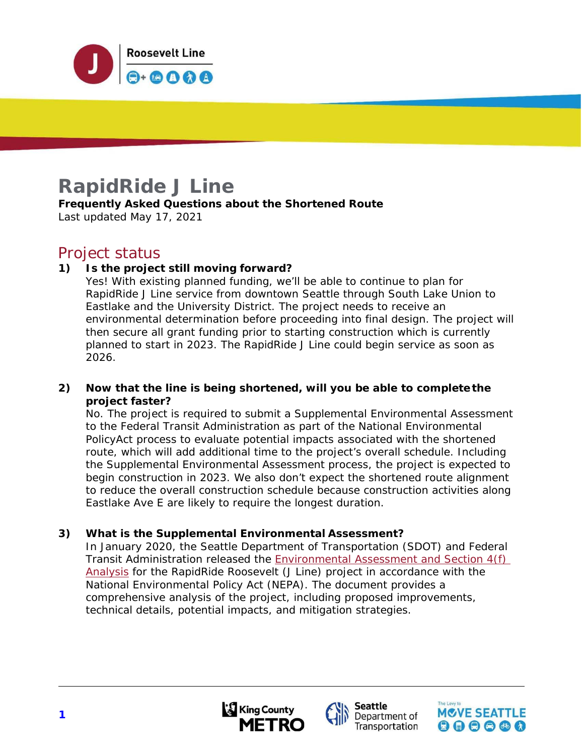Roosevelt Line

# RapidRide J Line

**Frequently Asked Questions about the Shortened Route**

Last updated May 17, 2021

## Project status

**1) Is the project still moving forward?**

Yes! With existing planned funding, we'll be able to continue to plan for RapidRide J Line service from downtown Seattle through South Lake Union to Eastlake and the University District. The project needs to receive an environmental determination before proceeding into final design. The project will then secure all grant funding prior to starting construction which is currently planned to start in 2023. The RapidRide J Line could begin service as soon as 2026.

**2) Now that the line is being shortened, will you be able to complete the project faster?**

No. The project is required to submit a Supplemental Environmental Assessment to the Federal Transit Administration as part of the National Environmental PolicyAct process to evaluate potential impacts associated with the shortened route, which will add additional time to the project's overall schedule. Including the Supplemental Environmental Assessment process, the project is expected to begin construction in 2023. We also don't expect the shortened route alignment to reduce the overall construction schedule because construction activities along Eastlake Ave E are likely to require the longest duration.

**3) What is the Supplemental Environmental Assessment?**

In January 2020, the Seattle Department of Transportation (SDOT) and Federal Transit Administration released the Environmental Assessment and Section 4(f) Analysis for the RapidRide Roosevelt (J Line) project in accordance with the National Environmental Policy Act (NEPA). The document provides a comprehensive analysis of the project, including proposed improvements, technical details, potential impacts, and mitigation strategies.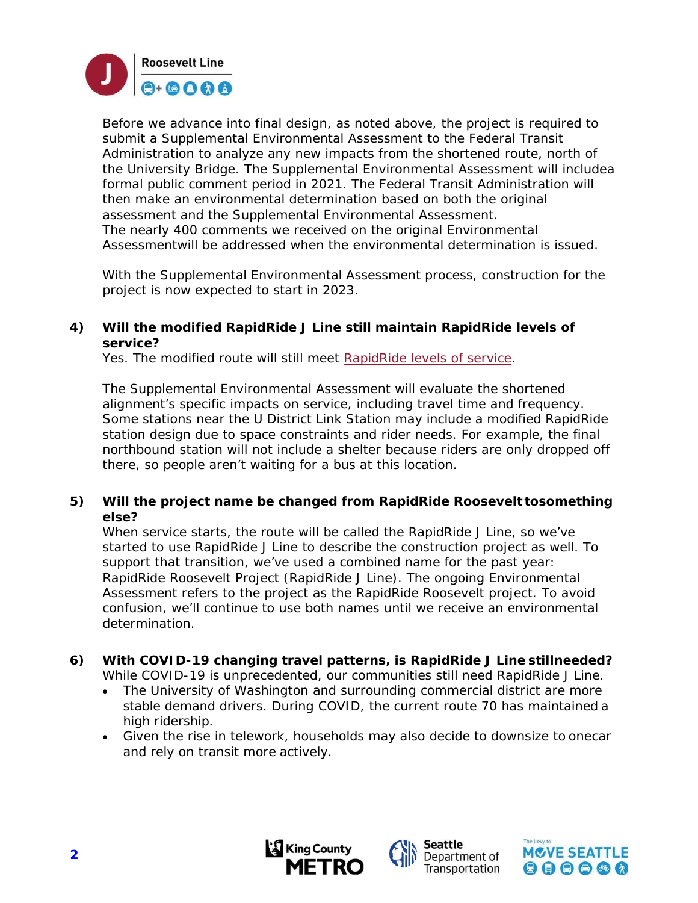Before we advance into final design, as noted above, the project is required to submit a Supplemental Environmental Assessment to the Federal Transit Administration to analyze any new impacts from the shortened route, north of the University Bridge. The Supplemental Environmental Assessment will includea formal public comment period in 2021. The Federal Transit Administration will then make an environmental determination based on both the original assessment and the Supplemental Environmental Assessment.
The nearly 400 comments we received on the original Environmental Assessmentwill be addressed when the environmental determination is issued.

With the Supplemental Environmental Assessment process, construction for the project is now expected to start in 2023.

**4) Will the modified RapidRide J Line still maintain RapidRide levels of service?**

Yes. The modified route will still meet [RapidRide levels of service](#).

The Supplemental Environmental Assessment will evaluate the shortened alignment's specific impacts on service, including travel time and frequency. Some stations near the U District Link Station may include a modified RapidRide station design due to space constraints and rider needs. For example, the final northbound station will not include a shelter because riders are only dropped off there, so people aren't waiting for a bus at this location.

**5) Will the project name be changed from RapidRide Roosevelt tosomething else?**

When service starts, the route will be called the RapidRide J Line, so we've started to use RapidRide J Line to describe the construction project as well. To support that transition, we've used a combined name for the past year: RapidRide Roosevelt Project (RapidRide J Line). The ongoing Environmental Assessment refers to the project as the RapidRide Roosevelt project. To avoid confusion, we'll continue to use both names until we receive an environmental determination.

**6) With COVID-19 changing travel patterns, is RapidRide J Line stillneeded?**

While COVID-19 is unprecedented, our communities still need RapidRide J Line.

- The University of Washington and surrounding commercial district are more stable demand drivers. During COVID, the current route 70 has maintained a high ridership.
- Given the rise in telework, households may also decide to downsize to onecar and rely on transit more actively.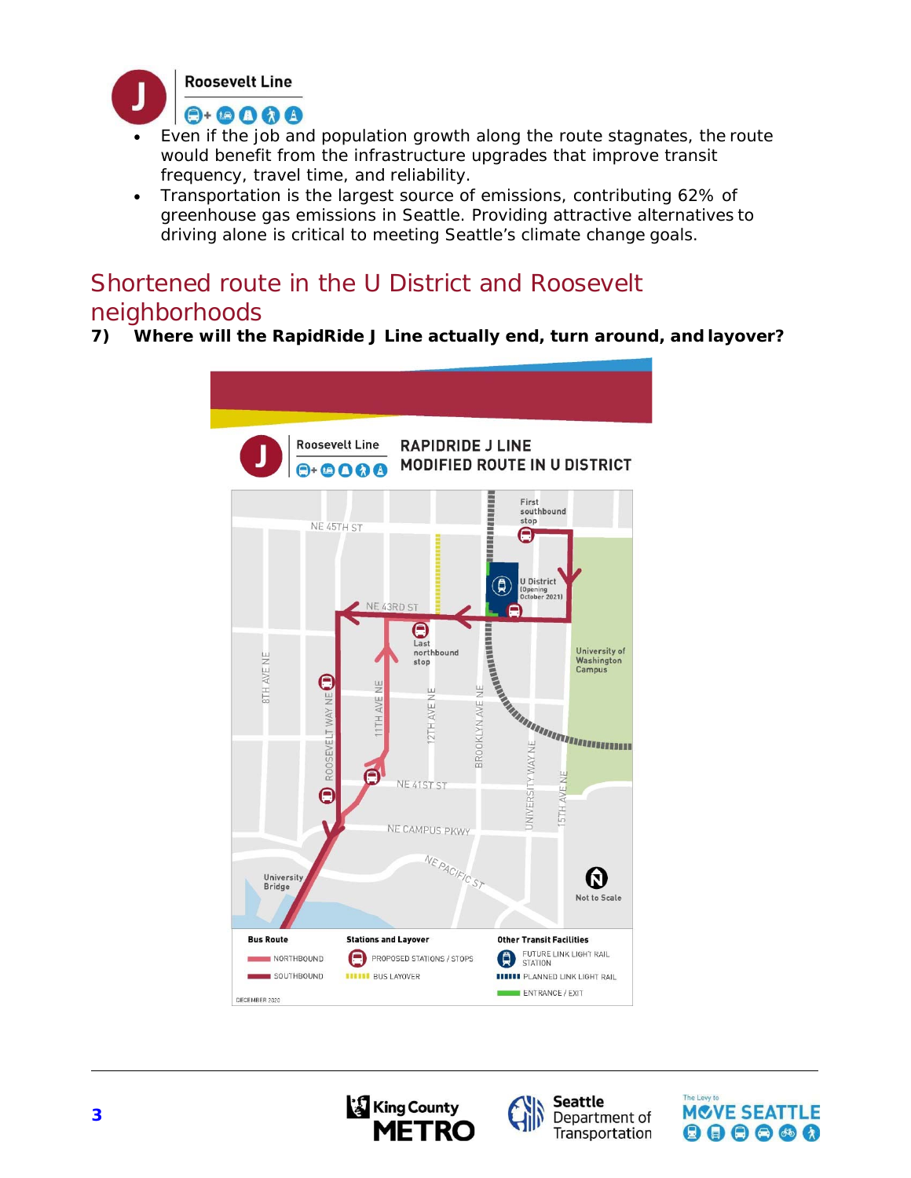- Even if the job and population growth along the route stagnates, the route would benefit from the infrastructure upgrades that improve transit frequency, travel time, and reliability.
- Transportation is the largest source of emissions, contributing 62% of greenhouse gas emissions in Seattle. Providing attractive alternatives to driving alone is critical to meeting Seattle's climate change goals.

## Shortened route in the U District and Roosevelt neighborhoods

**7) Where will the RapidRide J Line actually end, turn around, and layover?**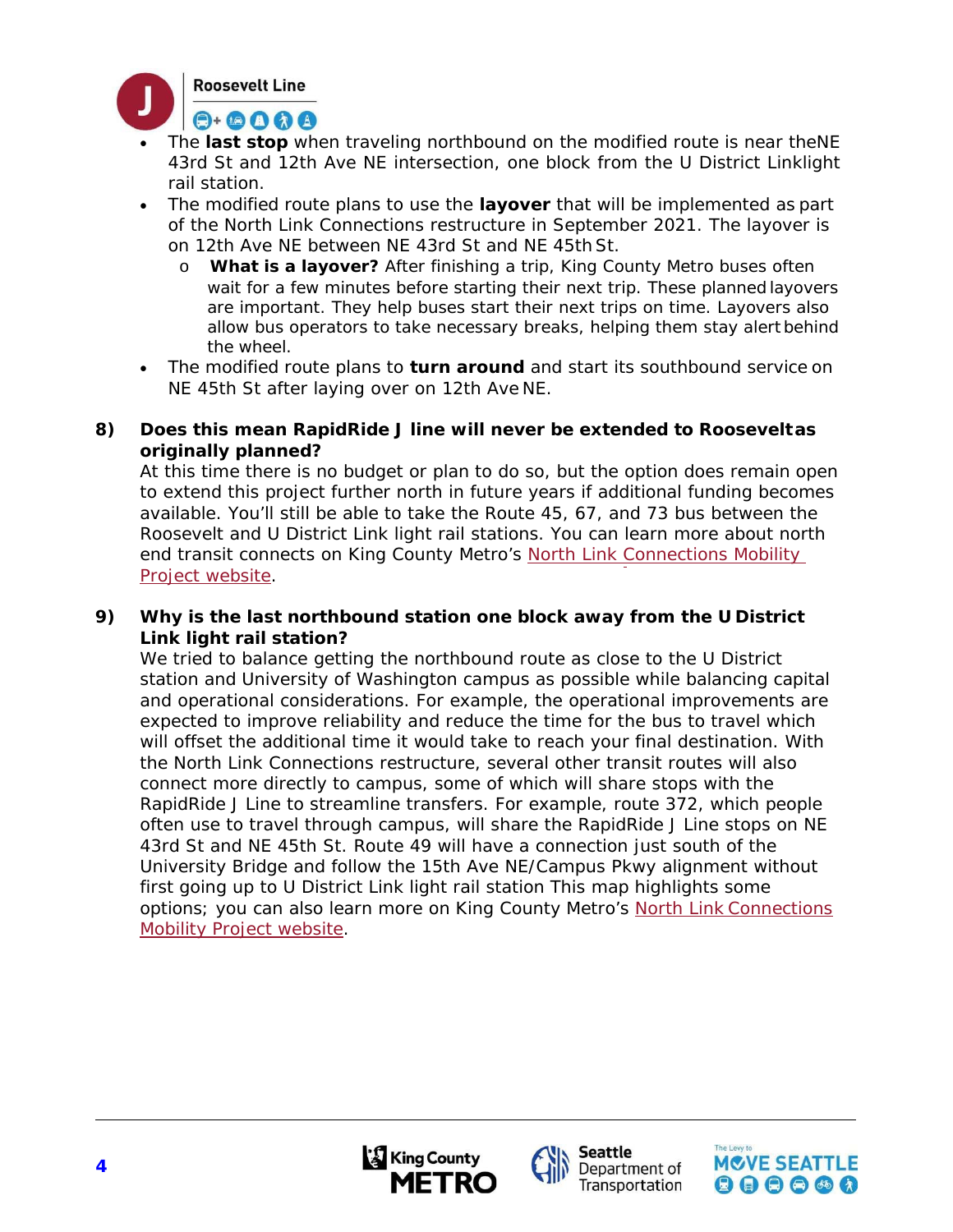- The **last stop** when traveling northbound on the modified route is near the NE 43rd St and 12th Ave NE intersection, one block from the U District Link light rail station.
- The modified route plans to use the **layover** that will be implemented as part of the North Link Connections restructure in September 2021. The layover is on 12th Ave NE between NE 43rd St and NE 45th St.
  - **What is a layover?** After finishing a trip, King County Metro buses often wait for a few minutes before starting their next trip. These planned layovers are important. They help buses start their next trips on time. Layovers also allow bus operators to take necessary breaks, helping them stay alert behind the wheel.
- The modified route plans to **turn around** and start its southbound service on NE 45th St after laying over on 12th Ave NE.

**8) Does this mean RapidRide J line will never be extended to Roosevelt as originally planned?**

At this time there is no budget or plan to do so, but the option does remain open to extend this project further north in future years if additional funding becomes available. You'll still be able to take the Route 45, 67, and 73 bus between the Roosevelt and U District Link light rail stations. You can learn more about north end transit connects on King County Metro's North Link Connections Mobility Project website.

**9) Why is the last northbound station one block away from the U District Link light rail station?**

We tried to balance getting the northbound route as close to the U District station and University of Washington campus as possible while balancing capital and operational considerations. For example, the operational improvements are expected to improve reliability and reduce the time for the bus to travel which will offset the additional time it would take to reach your final destination. With the North Link Connections restructure, several other transit routes will also connect more directly to campus, some of which will share stops with the RapidRide J Line to streamline transfers. For example, route 372, which people often use to travel through campus, will share the RapidRide J Line stops on NE 43rd St and NE 45th St. Route 49 will have a connection just south of the University Bridge and follow the 15th Ave NE/Campus Pkwy alignment without first going up to U District Link light rail station This map highlights some options; you can also learn more on King County Metro's North Link Connections Mobility Project website.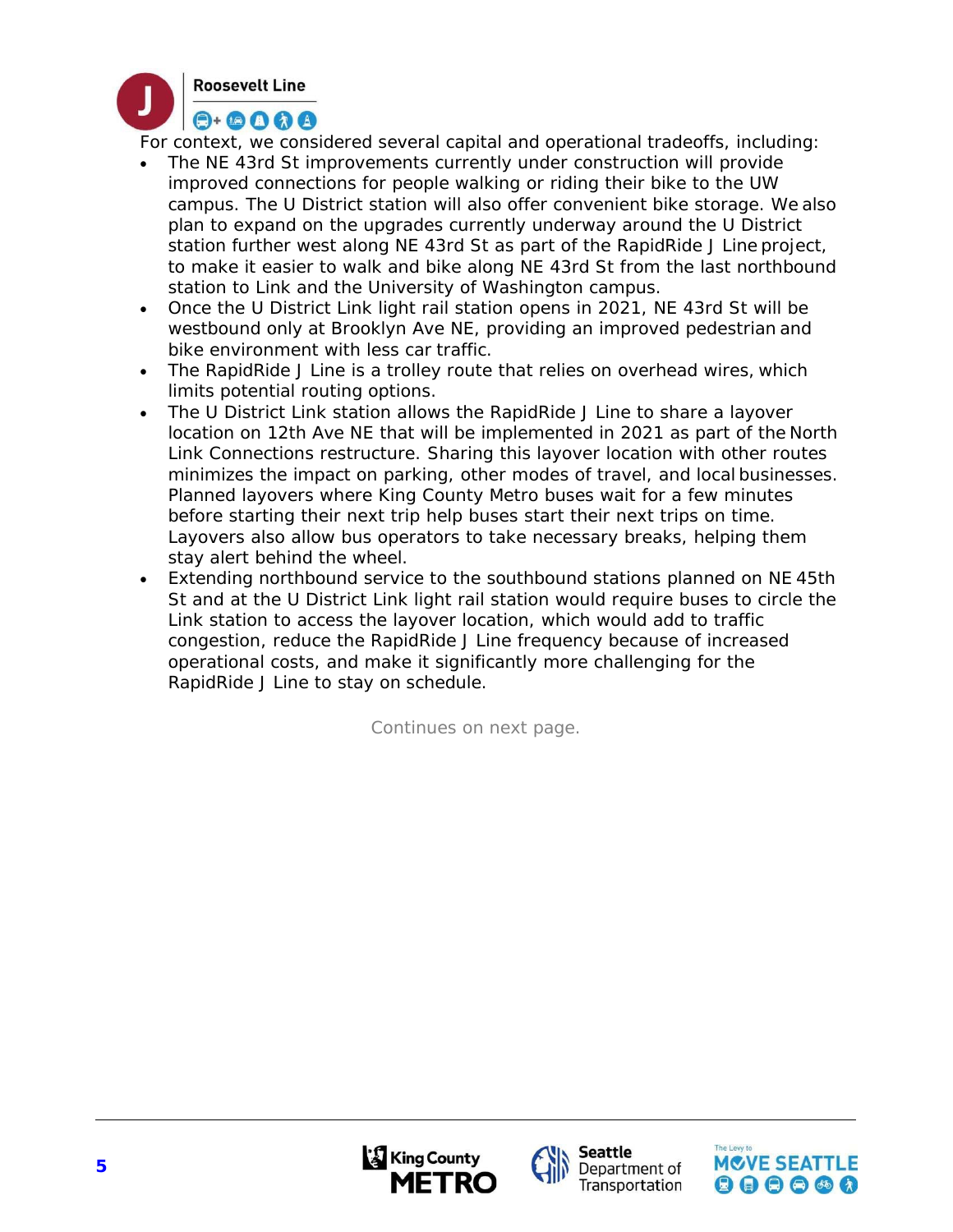For context, we considered several capital and operational tradeoffs, including:

- The NE 43rd St improvements currently under construction will provide improved connections for people walking or riding their bike to the UW campus. The U District station will also offer convenient bike storage. We also plan to expand on the upgrades currently underway around the U District station further west along NE 43rd St as part of the RapidRide J Line project, to make it easier to walk and bike along NE 43rd St from the last northbound station to Link and the University of Washington campus.
- Once the U District Link light rail station opens in 2021, NE 43rd St will be westbound only at Brooklyn Ave NE, providing an improved pedestrian and bike environment with less car traffic.
- The RapidRide J Line is a trolley route that relies on overhead wires, which limits potential routing options.
- The U District Link station allows the RapidRide J Line to share a layover location on 12th Ave NE that will be implemented in 2021 as part of the North Link Connections restructure. Sharing this layover location with other routes minimizes the impact on parking, other modes of travel, and local businesses. Planned layovers where King County Metro buses wait for a few minutes before starting their next trip help buses start their next trips on time. Layovers also allow bus operators to take necessary breaks, helping them stay alert behind the wheel.
- Extending northbound service to the southbound stations planned on NE 45th St and at the U District Link light rail station would require buses to circle the Link station to access the layover location, which would add to traffic congestion, reduce the RapidRide J Line frequency because of increased operational costs, and make it significantly more challenging for the RapidRide J Line to stay on schedule.

Continues on next page.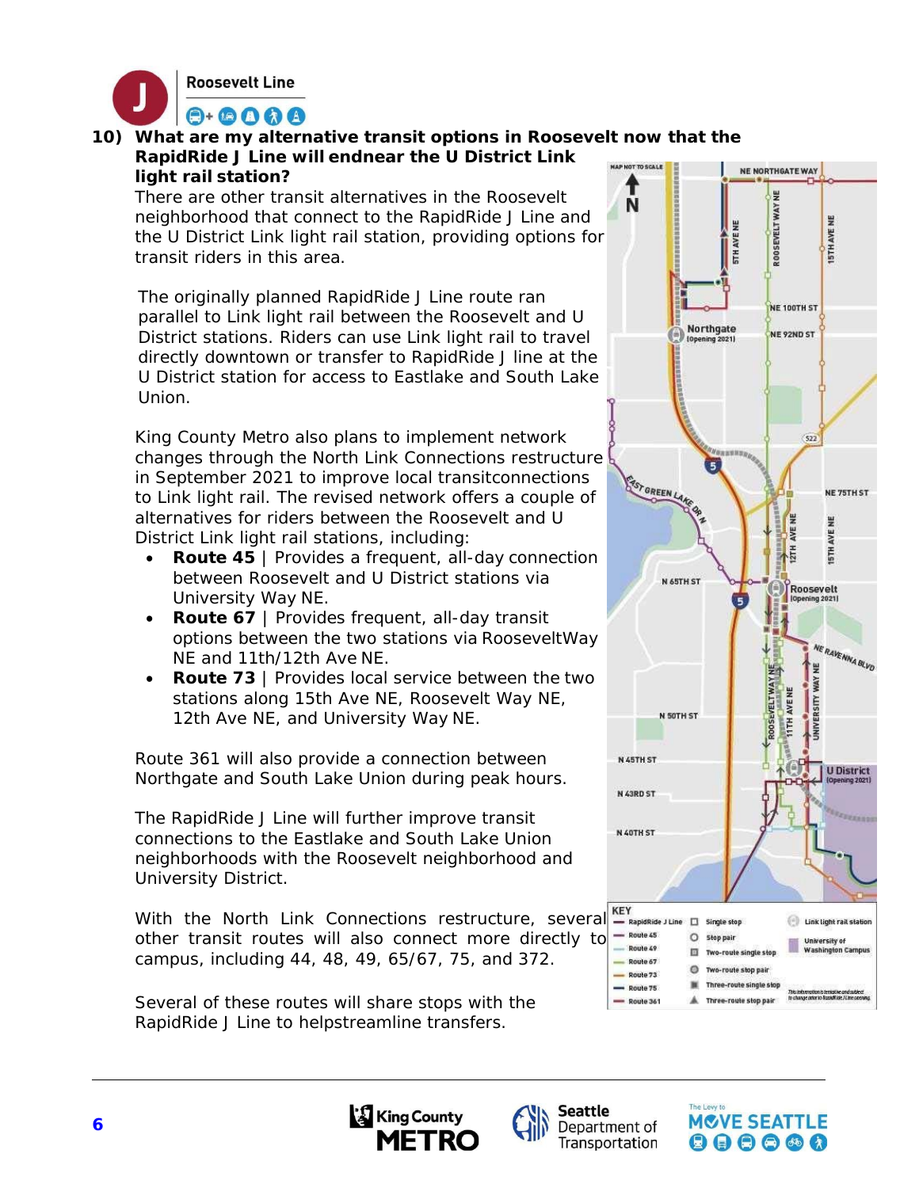Roosevelt Line

## 10) What are my alternative transit options in Roosevelt now that the RapidRide J Line will endnear the U District Link light rail station?

There are other transit alternatives in the Roosevelt neighborhood that connect to the RapidRide J Line and the U District Link light rail station, providing options for transit riders in this area.

The originally planned RapidRide J Line route ran parallel to Link light rail between the Roosevelt and U District stations. Riders can use Link light rail to travel directly downtown or transfer to RapidRide J line at the U District station for access to Eastlake and South Lake Union.

King County Metro also plans to implement network changes through the North Link Connections restructure in September 2021 to improve local transitconnections to Link light rail. The revised network offers a couple of alternatives for riders between the Roosevelt and U District Link light rail stations, including:

- **Route 45** | Provides a frequent, all-day connection between Roosevelt and U District stations via University Way NE.
- **Route 67** | Provides frequent, all-day transit options between the two stations via RooseveltWay NE and 11th/12th Ave NE.
- **Route 73** | Provides local service between the two stations along 15th Ave NE, Roosevelt Way NE, 12th Ave NE, and University Way NE.

Route 361 will also provide a connection between Northgate and South Lake Union during peak hours.

The RapidRide J Line will further improve transit connections to the Eastlake and South Lake Union neighborhoods with the Roosevelt neighborhood and University District.

With the North Link Connections restructure, several other transit routes will also connect more directly to campus, including 44, 48, 49, 65/67, 75, and 372.

Several of these routes will share stops with the RapidRide J Line to helpstreamline transfers.

MAP NOT TO SCALE

KEY: RapidRide J Line; Route 45; Route 49; Route 67; Route 73; Route 75; Route 361; Single stop; Stop pair; Two-route single stop; Two-route stop pair; Three-route single stop; Three-route stop pair; Link light rail station; University of Washington Campus

This information is tentative and subject to change prior to RapidRide J Line opening.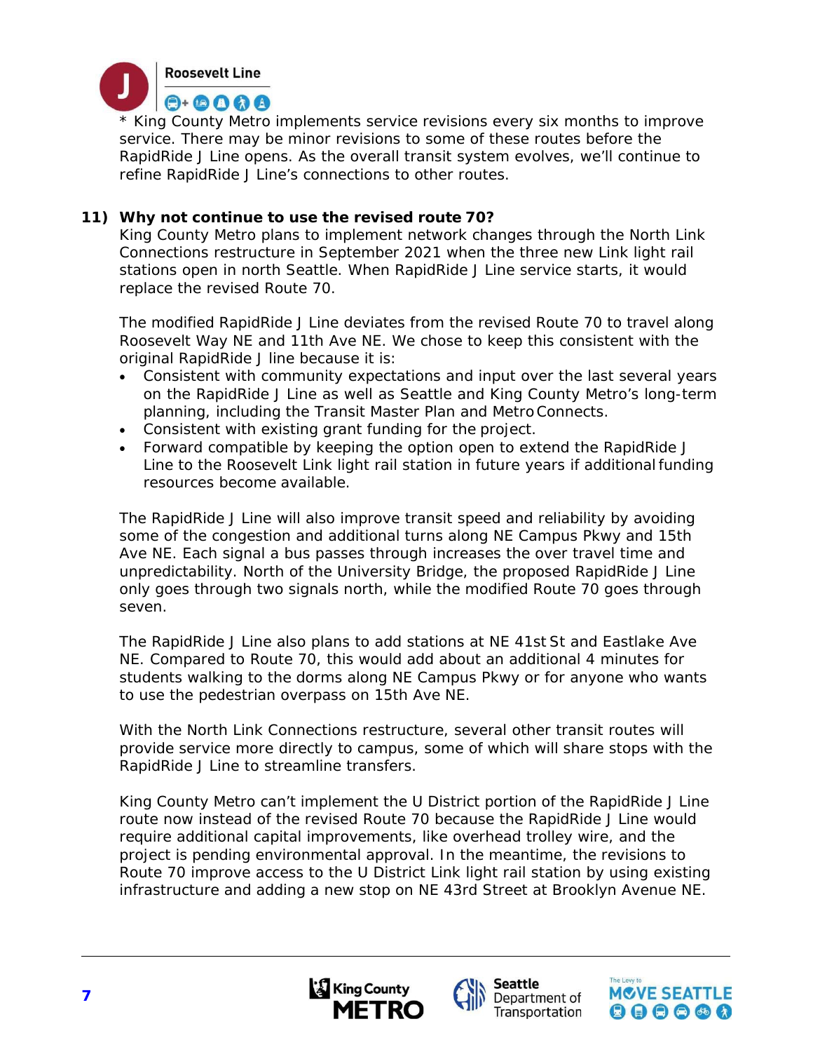\* King County Metro implements service revisions every six months to improve service. There may be minor revisions to some of these routes before the RapidRide J Line opens. As the overall transit system evolves, we'll continue to refine RapidRide J Line's connections to other routes.

**11) Why not continue to use the revised route 70?**

King County Metro plans to implement network changes through the North Link Connections restructure in September 2021 when the three new Link light rail stations open in north Seattle. When RapidRide J Line service starts, it would replace the revised Route 70.

The modified RapidRide J Line deviates from the revised Route 70 to travel along Roosevelt Way NE and 11th Ave NE. We chose to keep this consistent with the original RapidRide J line because it is:

- Consistent with community expectations and input over the last several years on the RapidRide J Line as well as Seattle and King County Metro's long-term planning, including the Transit Master Plan and Metro Connects.
- Consistent with existing grant funding for the project.
- Forward compatible by keeping the option open to extend the RapidRide J Line to the Roosevelt Link light rail station in future years if additional funding resources become available.

The RapidRide J Line will also improve transit speed and reliability by avoiding some of the congestion and additional turns along NE Campus Pkwy and 15th Ave NE. Each signal a bus passes through increases the over travel time and unpredictability. North of the University Bridge, the proposed RapidRide J Line only goes through two signals north, while the modified Route 70 goes through seven.

The RapidRide J Line also plans to add stations at NE 41st St and Eastlake Ave NE. Compared to Route 70, this would add about an additional 4 minutes for students walking to the dorms along NE Campus Pkwy or for anyone who wants to use the pedestrian overpass on 15th Ave NE.

With the North Link Connections restructure, several other transit routes will provide service more directly to campus, some of which will share stops with the RapidRide J Line to streamline transfers.

King County Metro can't implement the U District portion of the RapidRide J Line route now instead of the revised Route 70 because the RapidRide J Line would require additional capital improvements, like overhead trolley wire, and the project is pending environmental approval. In the meantime, the revisions to Route 70 improve access to the U District Link light rail station by using existing infrastructure and adding a new stop on NE 43rd Street at Brooklyn Avenue NE.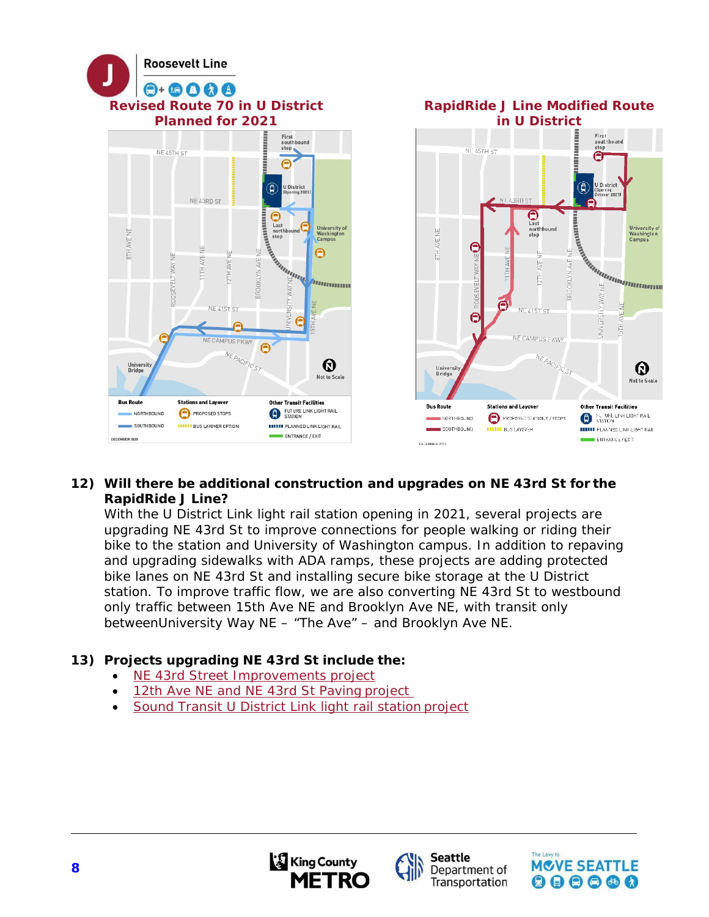Roosevelt Line

## Revised Route 70 in U District Planned for 2021

## RapidRide J Line Modified Route in U District

**12) Will there be additional construction and upgrades on NE 43rd St for the RapidRide J Line?**

With the U District Link light rail station opening in 2021, several projects are upgrading NE 43rd St to improve connections for people walking or riding their bike to the station and University of Washington campus. In addition to repaving and upgrading sidewalks with ADA ramps, these projects are adding protected bike lanes on NE 43rd St and installing secure bike storage at the U District station. To improve traffic flow, we are also converting NE 43rd St to westbound only traffic between 15th Ave NE and Brooklyn Ave NE, with transit only betweenUniversity Way NE – "The Ave" – and Brooklyn Ave NE.

**13) Projects upgrading NE 43rd St include the:**

- NE 43rd Street Improvements project
- 12th Ave NE and NE 43rd St Paving project
- Sound Transit U District Link light rail station project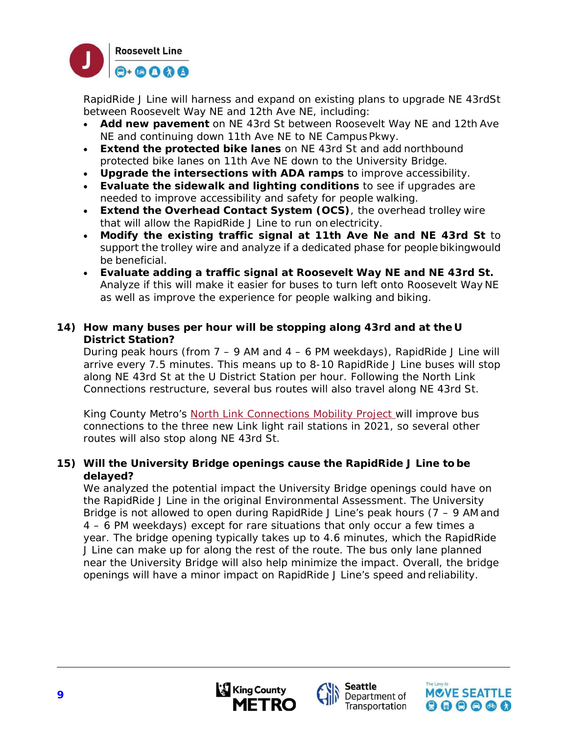RapidRide J Line will harness and expand on existing plans to upgrade NE 43rdSt between Roosevelt Way NE and 12th Ave NE, including:

- **Add new pavement** on NE 43rd St between Roosevelt Way NE and 12th Ave NE and continuing down 11th Ave NE to NE Campus Pkwy.
- **Extend the protected bike lanes** on NE 43rd St and add northbound protected bike lanes on 11th Ave NE down to the University Bridge.
- **Upgrade the intersections with ADA ramps** to improve accessibility.
- **Evaluate the sidewalk and lighting conditions** to see if upgrades are needed to improve accessibility and safety for people walking.
- **Extend the Overhead Contact System (OCS)**, the overhead trolley wire that will allow the RapidRide J Line to run on electricity.
- **Modify the existing traffic signal at 11th Ave Ne and NE 43rd St** to support the trolley wire and analyze if a dedicated phase for people bikingwould be beneficial.
- **Evaluate adding a traffic signal at Roosevelt Way NE and NE 43rd St.** Analyze if this will make it easier for buses to turn left onto Roosevelt Way NE as well as improve the experience for people walking and biking.

**14) How many buses per hour will be stopping along 43rd and at the U District Station?**

During peak hours (from 7 – 9 AM and 4 – 6 PM weekdays), RapidRide J Line will arrive every 7.5 minutes. This means up to 8-10 RapidRide J Line buses will stop along NE 43rd St at the U District Station per hour. Following the North Link Connections restructure, several bus routes will also travel along NE 43rd St.

King County Metro's North Link Connections Mobility Project will improve bus connections to the three new Link light rail stations in 2021, so several other routes will also stop along NE 43rd St.

**15) Will the University Bridge openings cause the RapidRide J Line to be delayed?**

We analyzed the potential impact the University Bridge openings could have on the RapidRide J Line in the original Environmental Assessment. The University Bridge is not allowed to open during RapidRide J Line's peak hours (7 – 9 AM and 4 – 6 PM weekdays) except for rare situations that only occur a few times a year. The bridge opening typically takes up to 4.6 minutes, which the RapidRide J Line can make up for along the rest of the route. The bus only lane planned near the University Bridge will also help minimize the impact. Overall, the bridge openings will have a minor impact on RapidRide J Line's speed and reliability.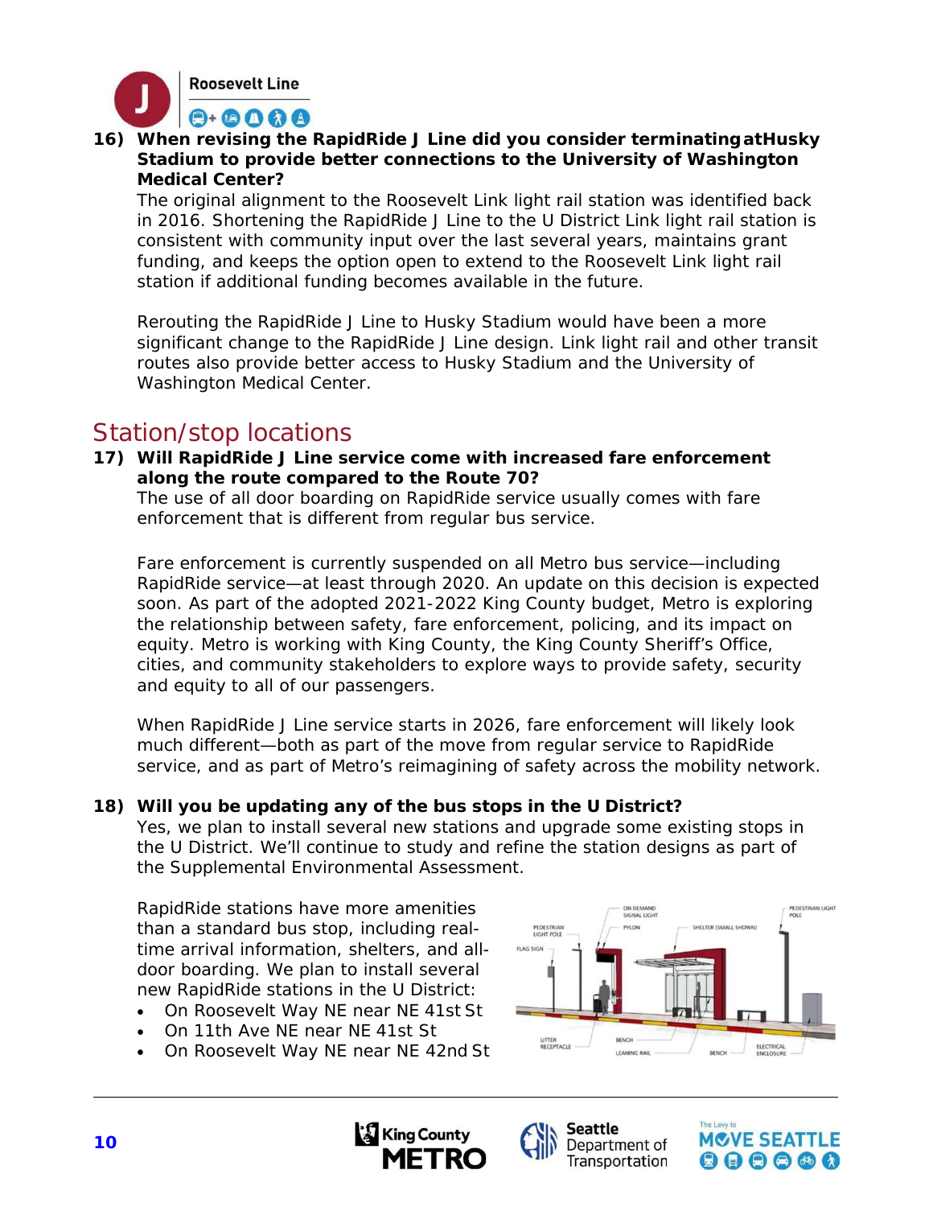**16) When revising the RapidRide J Line did you consider terminating at Husky Stadium to provide better connections to the University of Washington Medical Center?**

The original alignment to the Roosevelt Link light rail station was identified back in 2016. Shortening the RapidRide J Line to the U District Link light rail station is consistent with community input over the last several years, maintains grant funding, and keeps the option open to extend to the Roosevelt Link light rail station if additional funding becomes available in the future.

Rerouting the RapidRide J Line to Husky Stadium would have been a more significant change to the RapidRide J Line design. Link light rail and other transit routes also provide better access to Husky Stadium and the University of Washington Medical Center.

## Station/stop locations

**17) Will RapidRide J Line service come with increased fare enforcement along the route compared to the Route 70?**

The use of all door boarding on RapidRide service usually comes with fare enforcement that is different from regular bus service.

Fare enforcement is currently suspended on all Metro bus service—including RapidRide service—at least through 2020. An update on this decision is expected soon. As part of the adopted 2021-2022 King County budget, Metro is exploring the relationship between safety, fare enforcement, policing, and its impact on equity. Metro is working with King County, the King County Sheriff's Office, cities, and community stakeholders to explore ways to provide safety, security and equity to all of our passengers.

When RapidRide J Line service starts in 2026, fare enforcement will likely look much different—both as part of the move from regular service to RapidRide service, and as part of Metro's reimagining of safety across the mobility network.

**18) Will you be updating any of the bus stops in the U District?**

Yes, we plan to install several new stations and upgrade some existing stops in the U District. We'll continue to study and refine the station designs as part of the Supplemental Environmental Assessment.

RapidRide stations have more amenities than a standard bus stop, including real-time arrival information, shelters, and all-door boarding. We plan to install several new RapidRide stations in the U District:

- On Roosevelt Way NE near NE 41st St
- On 11th Ave NE near NE 41st St
- On Roosevelt Way NE near NE 42nd St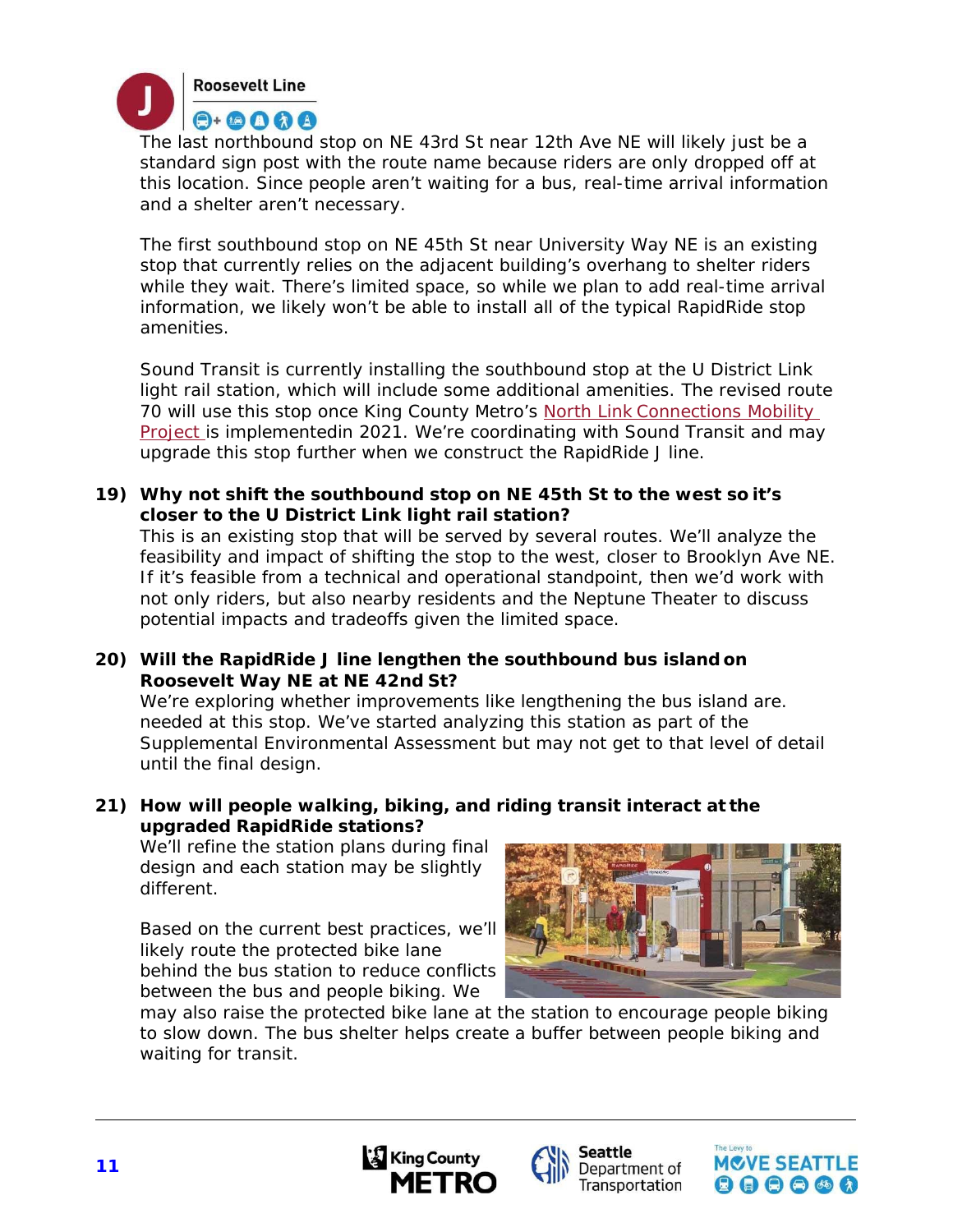The last northbound stop on NE 43rd St near 12th Ave NE will likely just be a standard sign post with the route name because riders are only dropped off at this location. Since people aren't waiting for a bus, real-time arrival information and a shelter aren't necessary.

The first southbound stop on NE 45th St near University Way NE is an existing stop that currently relies on the adjacent building's overhang to shelter riders while they wait. There's limited space, so while we plan to add real-time arrival information, we likely won't be able to install all of the typical RapidRide stop amenities.

Sound Transit is currently installing the southbound stop at the U District Link light rail station, which will include some additional amenities. The revised route 70 will use this stop once King County Metro's North Link Connections Mobility Project is implementedin 2021. We're coordinating with Sound Transit and may upgrade this stop further when we construct the RapidRide J line.

**19) Why not shift the southbound stop on NE 45th St to the west so it's closer to the U District Link light rail station?**

This is an existing stop that will be served by several routes. We'll analyze the feasibility and impact of shifting the stop to the west, closer to Brooklyn Ave NE. If it's feasible from a technical and operational standpoint, then we'd work with not only riders, but also nearby residents and the Neptune Theater to discuss potential impacts and tradeoffs given the limited space.

**20) Will the RapidRide J line lengthen the southbound bus island on Roosevelt Way NE at NE 42nd St?**

We're exploring whether improvements like lengthening the bus island are. needed at this stop. We've started analyzing this station as part of the Supplemental Environmental Assessment but may not get to that level of detail until the final design.

**21) How will people walking, biking, and riding transit interact at the upgraded RapidRide stations?**

We'll refine the station plans during final design and each station may be slightly different.

Based on the current best practices, we'll likely route the protected bike lane behind the bus station to reduce conflicts between the bus and people biking. We may also raise the protected bike lane at the station to encourage people biking to slow down. The bus shelter helps create a buffer between people biking and waiting for transit.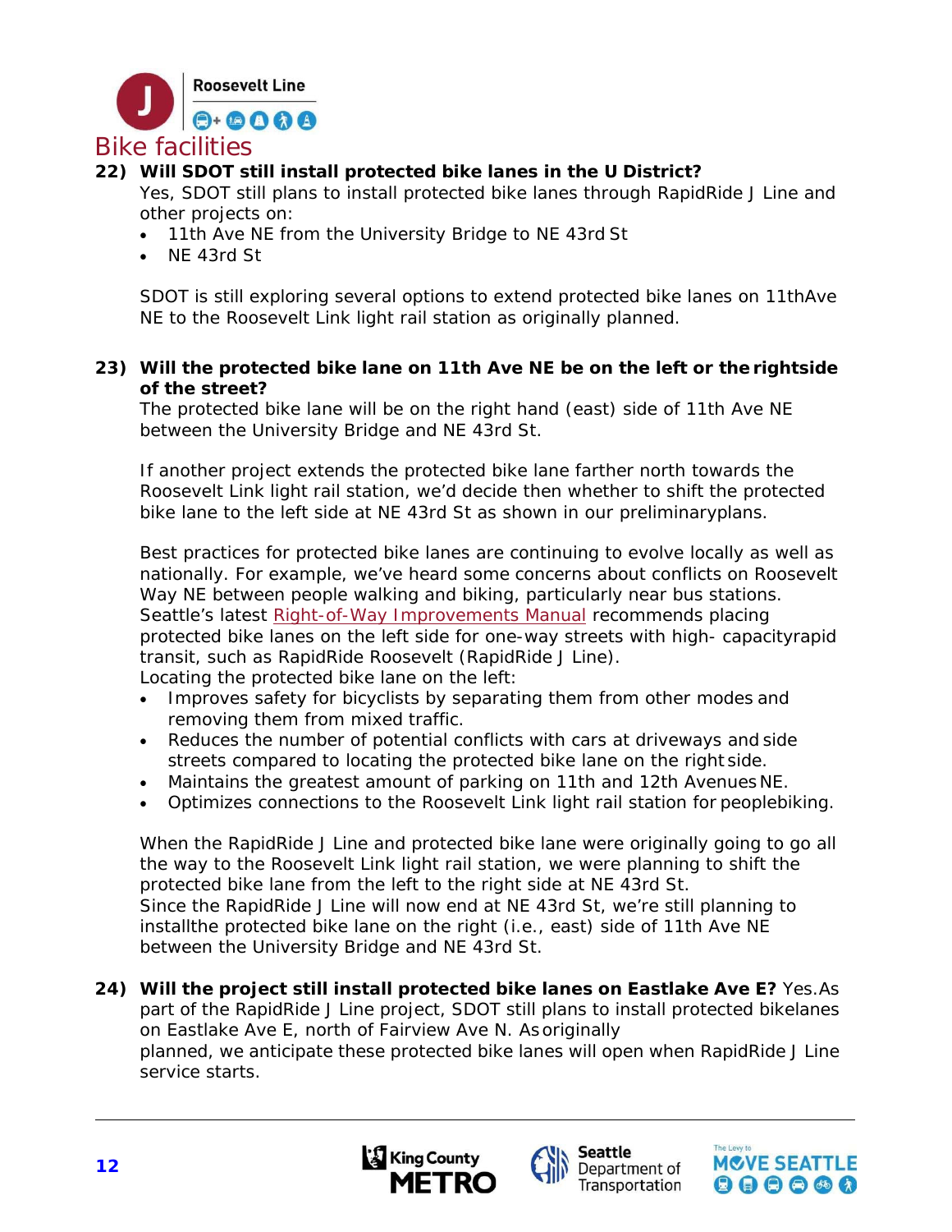## Bike facilities

**22) Will SDOT still install protected bike lanes in the U District?**

Yes, SDOT still plans to install protected bike lanes through RapidRide J Line and other projects on:

- 11th Ave NE from the University Bridge to NE 43rd St
- NE 43rd St

SDOT is still exploring several options to extend protected bike lanes on 11thAve NE to the Roosevelt Link light rail station as originally planned.

**23) Will the protected bike lane on 11th Ave NE be on the left or the rightside of the street?**

The protected bike lane will be on the right hand (east) side of 11th Ave NE between the University Bridge and NE 43rd St.

If another project extends the protected bike lane farther north towards the Roosevelt Link light rail station, we'd decide then whether to shift the protected bike lane to the left side at NE 43rd St as shown in our preliminaryplans.

Best practices for protected bike lanes are continuing to evolve locally as well as nationally. For example, we've heard some concerns about conflicts on Roosevelt Way NE between people walking and biking, particularly near bus stations. Seattle's latest Right-of-Way Improvements Manual recommends placing protected bike lanes on the left side for one-way streets with high- capacityrapid transit, such as RapidRide Roosevelt (RapidRide J Line).
Locating the protected bike lane on the left:

- Improves safety for bicyclists by separating them from other modes and removing them from mixed traffic.
- Reduces the number of potential conflicts with cars at driveways and side streets compared to locating the protected bike lane on the right side.
- Maintains the greatest amount of parking on 11th and 12th Avenues NE.
- Optimizes connections to the Roosevelt Link light rail station for peoplebiking.

When the RapidRide J Line and protected bike lane were originally going to go all the way to the Roosevelt Link light rail station, we were planning to shift the protected bike lane from the left to the right side at NE 43rd St.
Since the RapidRide J Line will now end at NE 43rd St, we're still planning to installthe protected bike lane on the right (i.e., east) side of 11th Ave NE between the University Bridge and NE 43rd St.

**24) Will the project still install protected bike lanes on Eastlake Ave E?** Yes.As part of the RapidRide J Line project, SDOT still plans to install protected bikelanes on Eastlake Ave E, north of Fairview Ave N. As originally planned, we anticipate these protected bike lanes will open when RapidRide J Line service starts.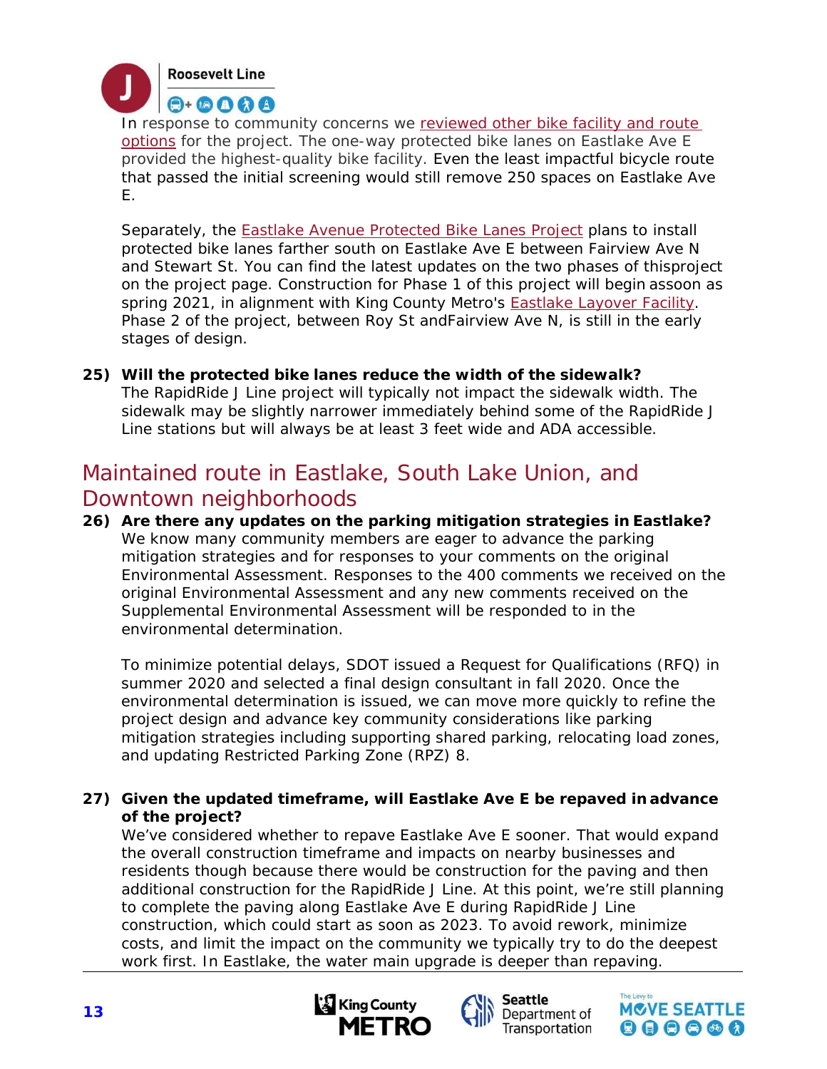In response to community concerns we reviewed other bike facility and route options for the project. The one-way protected bike lanes on Eastlake Ave E provided the highest-quality bike facility. Even the least impactful bicycle route that passed the initial screening would still remove 250 spaces on Eastlake Ave E.

Separately, the Eastlake Avenue Protected Bike Lanes Project plans to install protected bike lanes farther south on Eastlake Ave E between Fairview Ave N and Stewart St. You can find the latest updates on the two phases of thisproject on the project page. Construction for Phase 1 of this project will begin assoon as spring 2021, in alignment with King County Metro's Eastlake Layover Facility. Phase 2 of the project, between Roy St andFairview Ave N, is still in the early stages of design.

**25) Will the protected bike lanes reduce the width of the sidewalk?**
The RapidRide J Line project will typically not impact the sidewalk width. The sidewalk may be slightly narrower immediately behind some of the RapidRide J Line stations but will always be at least 3 feet wide and ADA accessible.

## Maintained route in Eastlake, South Lake Union, and Downtown neighborhoods

**26) Are there any updates on the parking mitigation strategies in Eastlake?**
We know many community members are eager to advance the parking mitigation strategies and for responses to your comments on the original Environmental Assessment. Responses to the 400 comments we received on the original Environmental Assessment and any new comments received on the Supplemental Environmental Assessment will be responded to in the environmental determination.

To minimize potential delays, SDOT issued a Request for Qualifications (RFQ) in summer 2020 and selected a final design consultant in fall 2020. Once the environmental determination is issued, we can move more quickly to refine the project design and advance key community considerations like parking mitigation strategies including supporting shared parking, relocating load zones, and updating Restricted Parking Zone (RPZ) 8.

**27) Given the updated timeframe, will Eastlake Ave E be repaved in advance of the project?**
We've considered whether to repave Eastlake Ave E sooner. That would expand the overall construction timeframe and impacts on nearby businesses and residents though because there would be construction for the paving and then additional construction for the RapidRide J Line. At this point, we're still planning to complete the paving along Eastlake Ave E during RapidRide J Line construction, which could start as soon as 2023. To avoid rework, minimize costs, and limit the impact on the community we typically try to do the deepest work first. In Eastlake, the water main upgrade is deeper than repaving.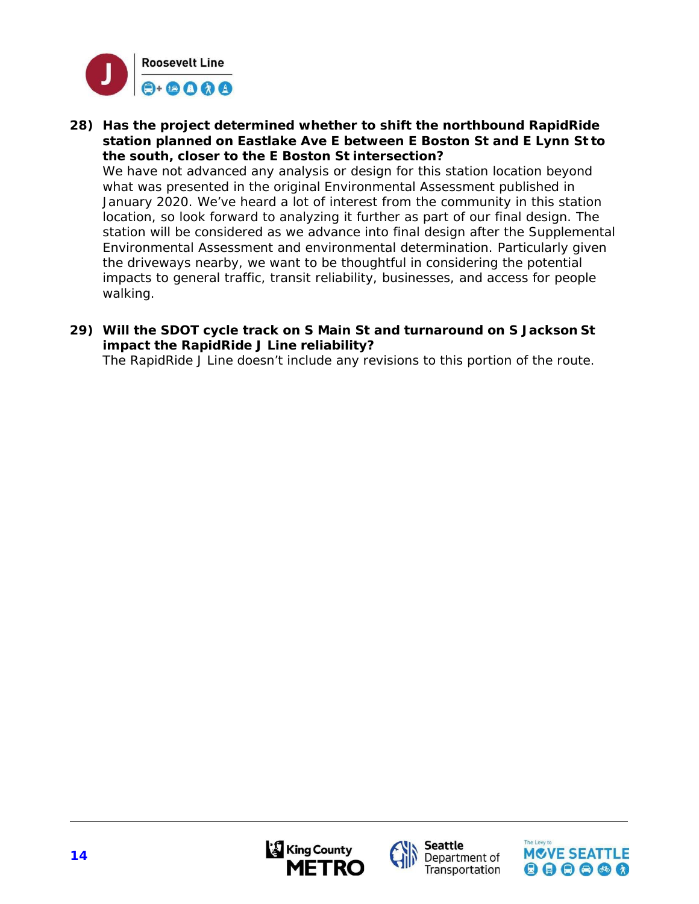**28) Has the project determined whether to shift the northbound RapidRide station planned on Eastlake Ave E between E Boston St and E Lynn St to the south, closer to the E Boston St intersection?**

We have not advanced any analysis or design for this station location beyond what was presented in the original Environmental Assessment published in January 2020. We've heard a lot of interest from the community in this station location, so look forward to analyzing it further as part of our final design. The station will be considered as we advance into final design after the Supplemental Environmental Assessment and environmental determination. Particularly given the driveways nearby, we want to be thoughtful in considering the potential impacts to general traffic, transit reliability, businesses, and access for people walking.

**29) Will the SDOT cycle track on S Main St and turnaround on S Jackson St impact the RapidRide J Line reliability?**

The RapidRide J Line doesn't include any revisions to this portion of the route.